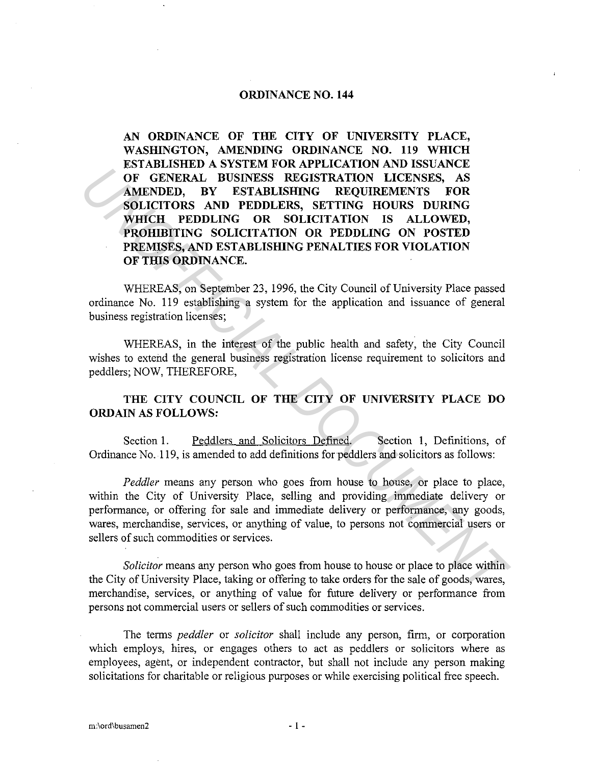# ORDINANCE NO. 144

**AN ORDINANCE OF THE CITY OF UNIVERSITY PLACE, WASHINGTON, AMENDING ORDINANCE NO. 119 WHICH ESTABLISHED A SYSTEM FOR APPLICATION AND ISSUANCE OF GENERAL BUSINESS REGISTRATION LICENSES, AS AMENDED, BY ESTABLISHING REQUIREMENTS FOR SOLICITORS AND PEDDLERS, SETTING HOURS DURING WHICH PEDDLING OR SOLICITATION IS ALLOWED, PROHIBITING SOLICITATION OR PEDDLING ON POSTED PREMISES, AND ESTABLISHING PENALTIES FOR VIOLATION OF THIS ORDINANCE.**

WHEREAS, on September 23, 1996, the City Council of University Place passed ordinance No. 119 establishing a system for the application and issuance of general business registration licenses;

WHEREAS, in the interest of the public health and safety, the City Council wishes to extend the general business registration license requirement to solicitors and peddlers; NOW, THEREFORE,

**THE CITY COUNCIL OF THE CITY OF UNIVERSITY PLACE DO ORDAIN AS FOLLOWS:**

Section 1. Peddlers and Solicitors Defined. Section 1, Definitions, of Ordinance No. 119, is amended to add definitions for peddlers and solicitors as follows:

*Peddler* means any person who goes from house to house, or place to place, within the City of University Place, selling and providing immediate delivery or performance, or offering for sale and immediate delivery or performance, any goods, wares, merchandise, services, or anything of value, to persons not commercial users or sellers of such commodities or services.

*Solicitor* means any person who goes from house to house or place to place within the City of University Place, taking or offering to take orders for the sale of goods, wares, merchandise, services, or anything of value for future delivery or performance from persons not commercial users or sellers of such commodities or services.

The terms *peddler* or *solicitor* shall include any person, firm, or corporation which employs, hires, or engages others to act as peddlers or solicitors where as employees, agent, or independent contractor, but shall not include any person making solicitations for charitable or religious purposes or while exercising political free speech.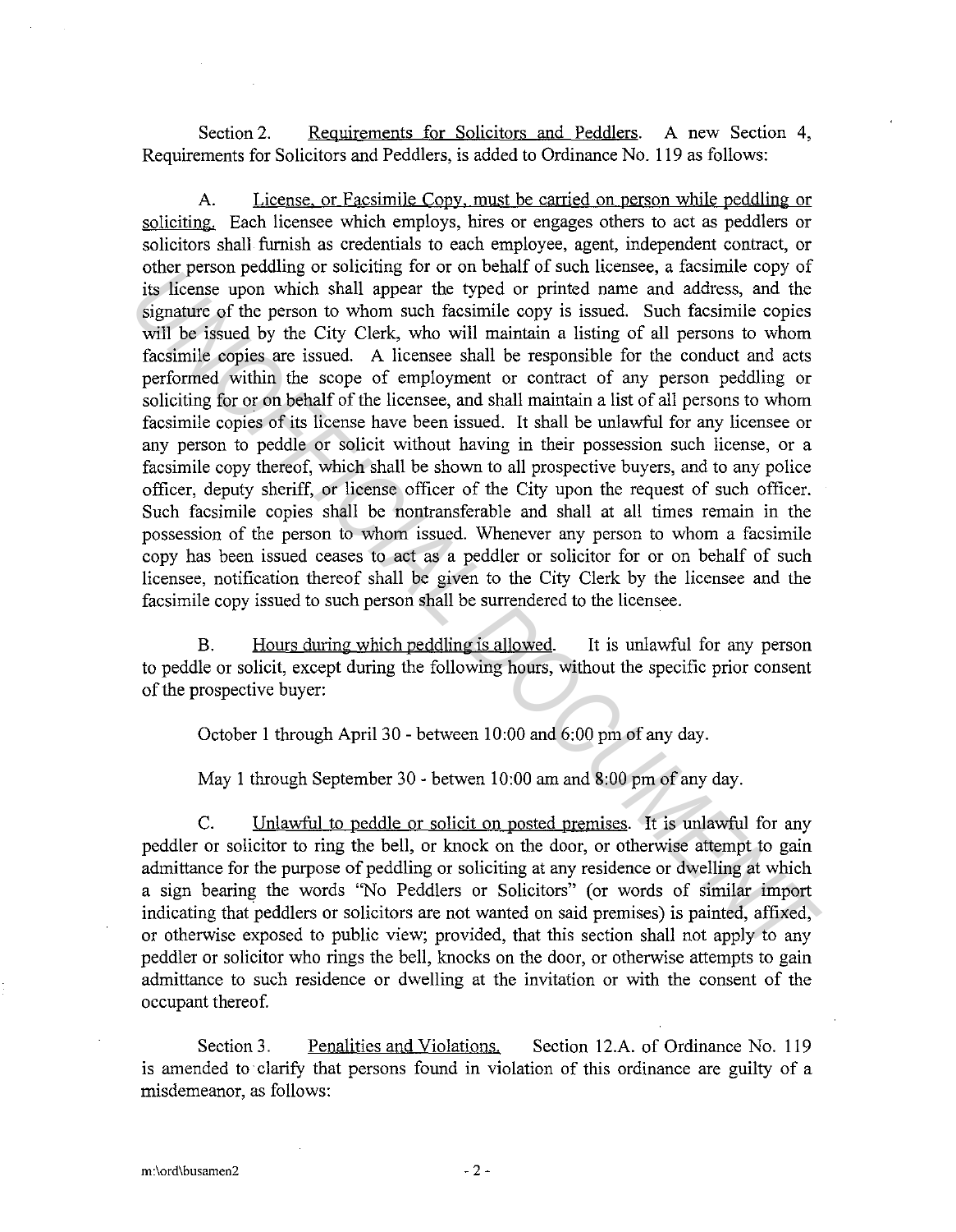Section 2. Requirements for Solicitors and Peddlers. A new Section 4, Requirements for Solicitors and Peddlers, is added to Ordinance No. 119 as follows:

A. License, or Facsimile Copy, must be carried on person while peddling or soliciting. Each licensee which employs, hires or engages others to act as peddlers or solicitors shall furnish as credentials to each employee, agent, independent contract, or other person peddling or soliciting for or on behalf of such licensee, a facsimile copy of its license upon which shall appear the typed or printed name and address, and the signature of the person to whom such facsimile copy is issued. Such facsimile copies will be issued by the City Clerk, who will maintain a listing of all persons to whom facsimile copies are issued. A licensee shall be responsible for the conduct and acts performed within the scope of employment or contract of any person peddling or soliciting for or on behalf of the licensee, and shall maintain a list of all persons to whom facsimile copies of its license have been issued. It shall be unlawful for any licensee or any person to peddle or solicit without having in their possession such license, or a facsimile copy thereof, which shall be shown to all prospective buyers, and to any police officer, deputy sheriff, or license officer of the City upon the request of such officer. Such facsimile copies shall be nontransferable and shall at all times remain in the possession of the person to whom issued. Whenever any person to whom a facsimile copy has been issued ceases to act as a peddler or solicitor for or on behalf of such licensee, notification thereof shall be given to the City Clerk by the licensee and the facsimile copy issued to such person shall be surrendered to the licensee.

B. Hours during which peddling is allowed. It is unlawful for any person to peddle or solicit, except during the following hours, without the specific prior consent of the prospective buyer:

October 1 through April 30 - between 10:00 and 6:00 pm of any day.

May 1 through September 30 - betwen 10:00 am and 8:00 pm of any day.

C. Unlawful to peddle or solicit on posted premises. It is unlawful for any peddler or solicitor to ring the bell, or knock on the door, or otherwise attempt to gain admittance for the purpose of peddling or soliciting at any residence or dwelling at which a sign bearing the words "No Peddlers or Solicitors" (or words of similar import indicating that peddlers or solicitors are not wanted on said premises) is painted, affixed, or otherwise exposed to public view; provided, that this section shall not apply to any peddler or solicitor who rings the bell, knocks on the door, or otherwise attempts to gain admittance to such residence or dwelling at the invitation or with the consent of the occupant thereof.

Section 3. Penalities and Violations. Section 12.A. of Ordinance No. 119 is amended to clarify that persons found in violation of this ordinance are guilty of a misdemeanor, as follows:

m:\ord\busamen2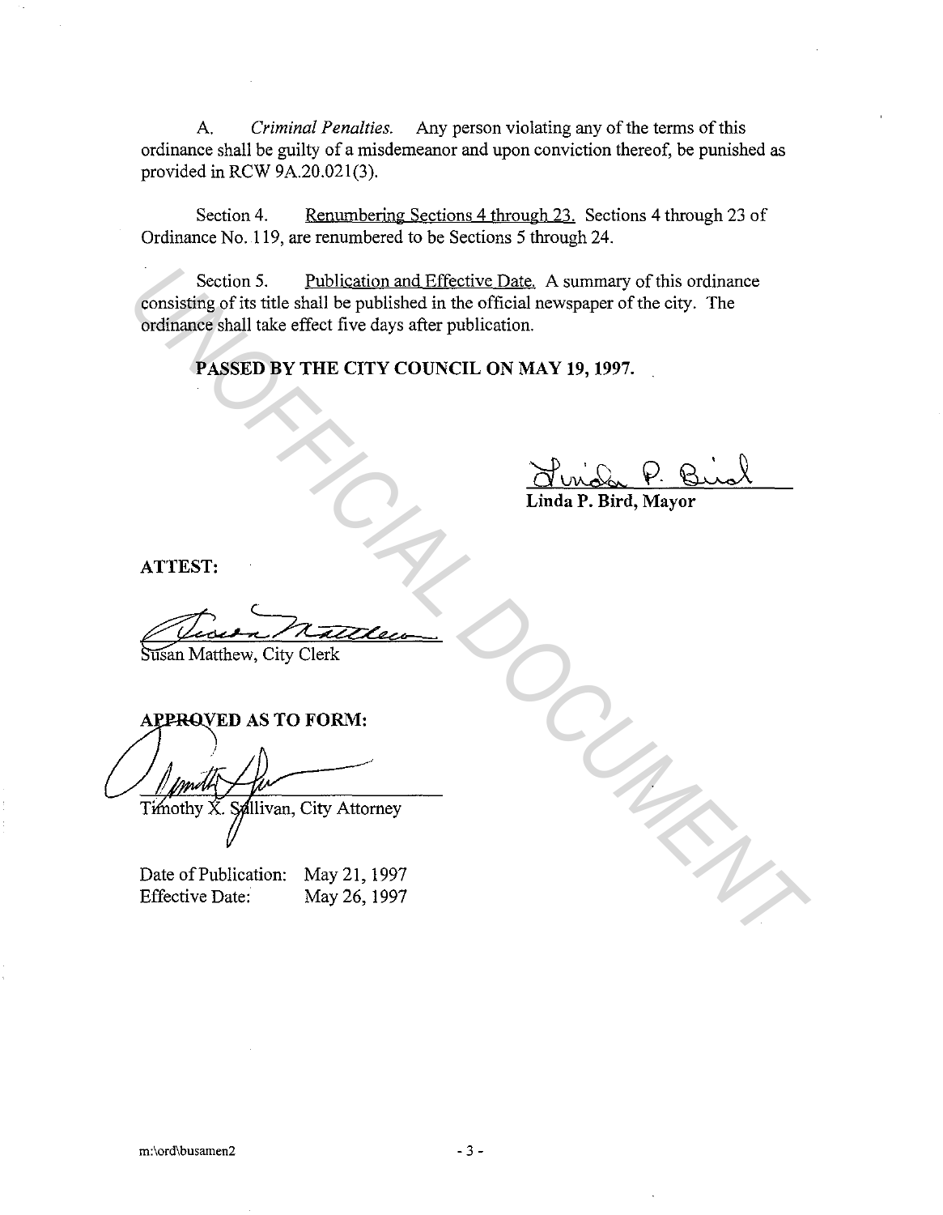A. *Criminal Penalties.* Any person violating any of the terms of this ordinance shall be guilty of a misdemeanor and upon conviction thereof, be punished as provided in RCW 9A.20.021(3).

Section 4. Renumbering Sections 4 through 23. Sections 4 through 23 of Ordinance No. 119, are renumbered to be Sections 5 through 24.

Section 5. Publication and Effective Date. A summary of this ordinance consisting of its title shall be published in the official newspaper of the city. The ordinance shall take effect five days after publication.

**PASSED BY THE CITY COUNCIL ON MAY 19, 1997.**

Linda P. Bird

**Linda P. Bird, Mayor**

**ATTEST:**

Susan Matthew

Susan Matthew, City Clerk

**APPROVED AS TO FORM:**

Timothy X. Sullivan, City Attorney

Date of Publication: May 21, 1997

Effective Date: May 26, 1997

UNOFFICIAL DOCUMENT

m:\ord\busamen2